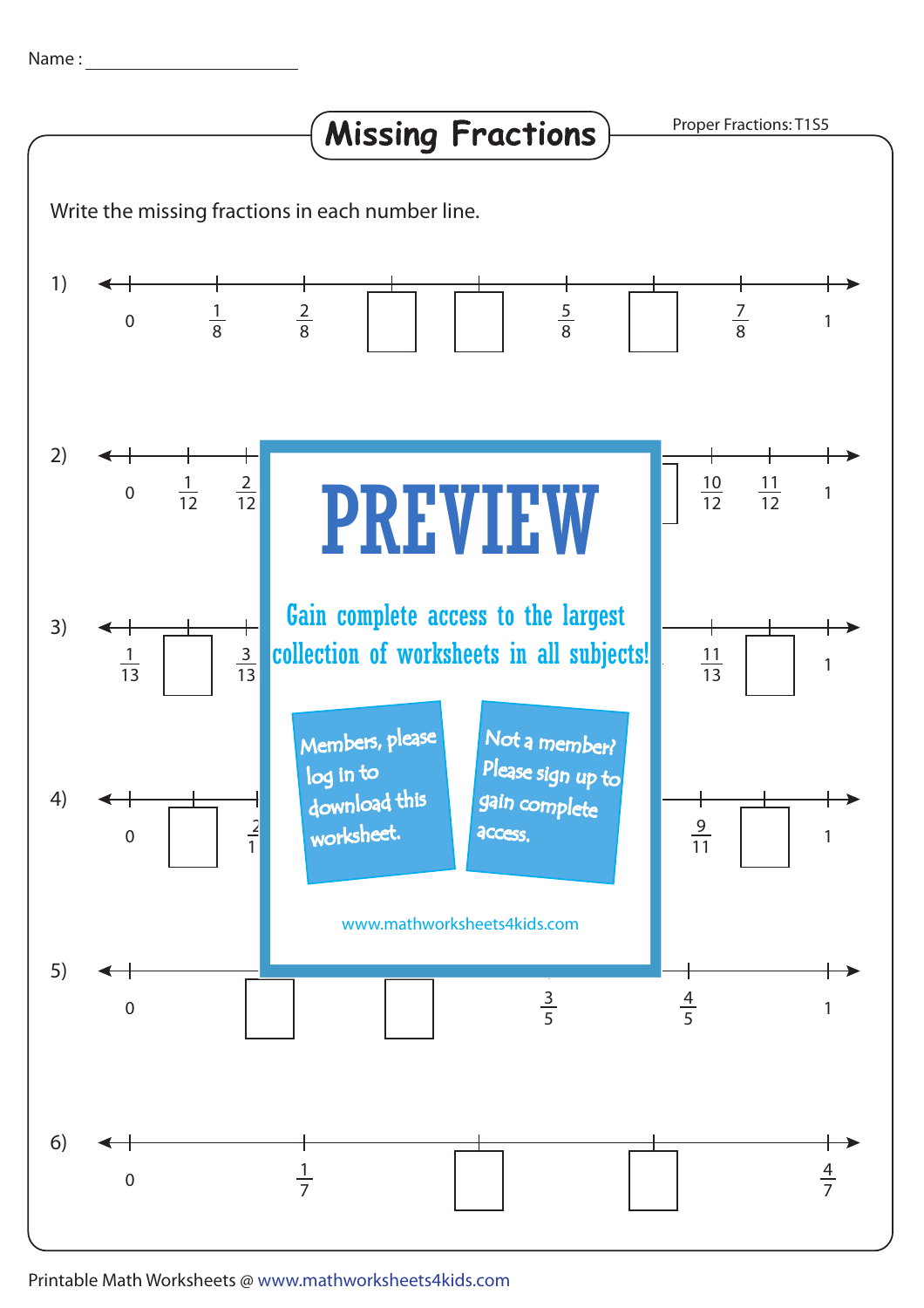Name : ____________________

# Missing Fractions

Proper Fractions: T1S5

Write the missing fractions in each number line.

1) $0$, $\frac{1}{8}$, $\frac{2}{8}$, ☐, ☐, $\frac{5}{8}$, ☐, $\frac{7}{8}$, $1$

2) $0$, $\frac{1}{12}$, $\frac{2}{12}$, … $\frac{10}{12}$, $\frac{11}{12}$, $1$

3) $\frac{1}{13}$, ☐, $\frac{3}{13}$, … $\frac{11}{13}$, ☐, $1$

4) $0$, ☐, $\frac{2}{1…}$, … $\frac{9}{11}$, ☐, $1$

5) $0$, ☐, ☐, $\frac{3}{5}$, $\frac{4}{5}$, $1$

6) $0$, $\frac{1}{7}$, ☐, ☐, $\frac{4}{7}$

PREVIEW

Gain complete access to the largest collection of worksheets in all subjects!

Members, please log in to download this worksheet.

Not a member? Please sign up to gain complete access.

www.mathworksheets4kids.com

Printable Math Worksheets @ www.mathworksheets4kids.com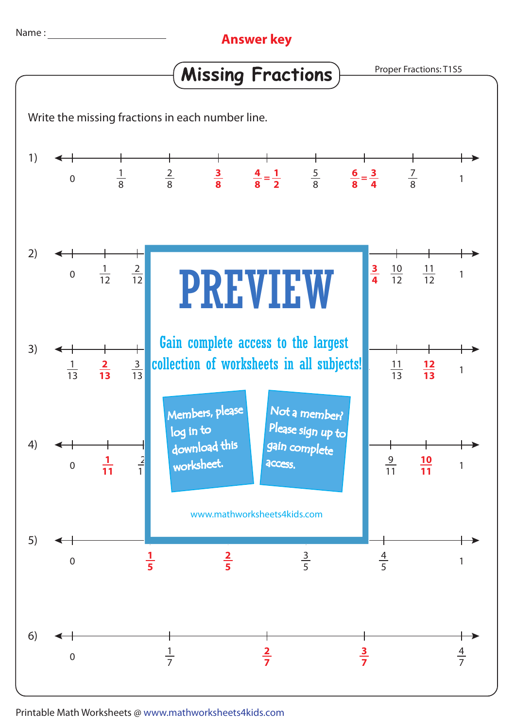Name : ____________________

**Answer key**

# Missing Fractions

Proper Fractions: T1S5

Write the missing fractions in each number line.

1) 0, $\frac{1}{8}$, $\frac{2}{8}$, **$\frac{3}{8}$**, **$\frac{4}{8} = \frac{1}{2}$**, $\frac{5}{8}$, **$\frac{6}{8} = \frac{3}{4}$**, $\frac{7}{8}$, 1

2) 0, $\frac{1}{12}$, $\frac{2}{12}$, … **$\frac{3}{4}$**, $\frac{10}{12}$, $\frac{11}{12}$, 1

3) $\frac{1}{13}$, **$\frac{2}{13}$**, $\frac{3}{13}$, … $\frac{11}{13}$, **$\frac{12}{13}$**, 1

4) 0, **$\frac{1}{11}$**, $\frac{2}{11}$, … $\frac{9}{11}$, **$\frac{10}{11}$**, 1

5) 0, **$\frac{1}{5}$**, **$\frac{2}{5}$**, $\frac{3}{5}$, $\frac{4}{5}$, 1

6) 0, $\frac{1}{7}$, **$\frac{2}{7}$**, **$\frac{3}{7}$**, $\frac{4}{7}$

PREVIEW

Gain complete access to the largest collection of worksheets in all subjects!

Members, please log in to download this worksheet.

Not a member? Please sign up to gain complete access.

www.mathworksheets4kids.com

Printable Math Worksheets @ www.mathworksheets4kids.com